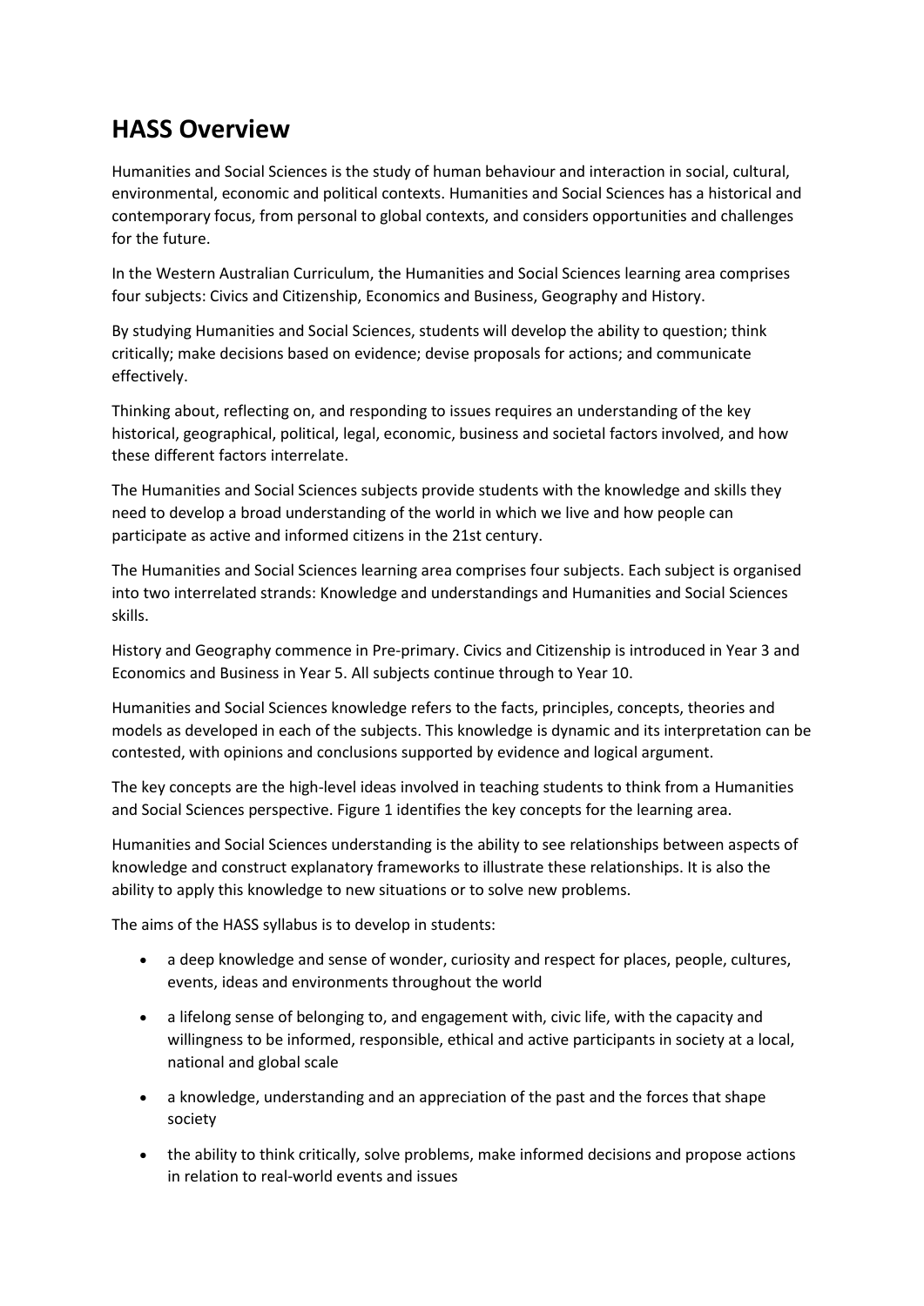# HASS Overview

Humanities and Social Sciences is the study of human behaviour and interaction in social, cultural, environmental, economic and political contexts. Humanities and Social Sciences has a historical and contemporary focus, from personal to global contexts, and considers opportunities and challenges for the future.

In the Western Australian Curriculum, the Humanities and Social Sciences learning area comprises four subjects: Civics and Citizenship, Economics and Business, Geography and History.

By studying Humanities and Social Sciences, students will develop the ability to question; think critically; make decisions based on evidence; devise proposals for actions; and communicate effectively.

Thinking about, reflecting on, and responding to issues requires an understanding of the key historical, geographical, political, legal, economic, business and societal factors involved, and how these different factors interrelate.

The Humanities and Social Sciences subjects provide students with the knowledge and skills they need to develop a broad understanding of the world in which we live and how people can participate as active and informed citizens in the 21st century.

The Humanities and Social Sciences learning area comprises four subjects. Each subject is organised into two interrelated strands: Knowledge and understandings and Humanities and Social Sciences skills.

History and Geography commence in Pre-primary. Civics and Citizenship is introduced in Year 3 and Economics and Business in Year 5. All subjects continue through to Year 10.

Humanities and Social Sciences knowledge refers to the facts, principles, concepts, theories and models as developed in each of the subjects. This knowledge is dynamic and its interpretation can be contested, with opinions and conclusions supported by evidence and logical argument.

The key concepts are the high-level ideas involved in teaching students to think from a Humanities and Social Sciences perspective. Figure 1 identifies the key concepts for the learning area.

Humanities and Social Sciences understanding is the ability to see relationships between aspects of knowledge and construct explanatory frameworks to illustrate these relationships. It is also the ability to apply this knowledge to new situations or to solve new problems.

The aims of the HASS syllabus is to develop in students:

- a deep knowledge and sense of wonder, curiosity and respect for places, people, cultures, events, ideas and environments throughout the world
- a lifelong sense of belonging to, and engagement with, civic life, with the capacity and willingness to be informed, responsible, ethical and active participants in society at a local, national and global scale
- a knowledge, understanding and an appreciation of the past and the forces that shape society
- the ability to think critically, solve problems, make informed decisions and propose actions in relation to real-world events and issues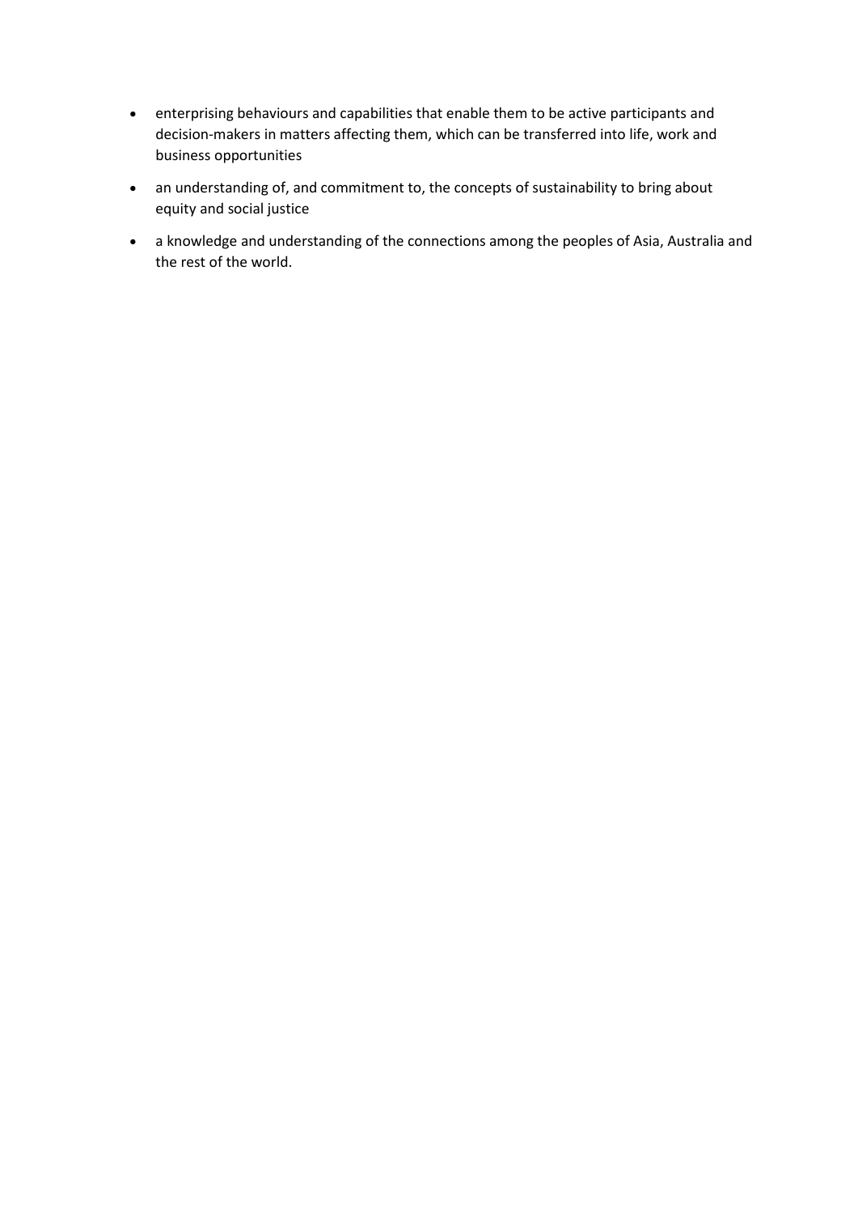- enterprising behaviours and capabilities that enable them to be active participants and decision-makers in matters affecting them, which can be transferred into life, work and business opportunities
- an understanding of, and commitment to, the concepts of sustainability to bring about equity and social justice
- a knowledge and understanding of the connections among the peoples of Asia, Australia and the rest of the world.